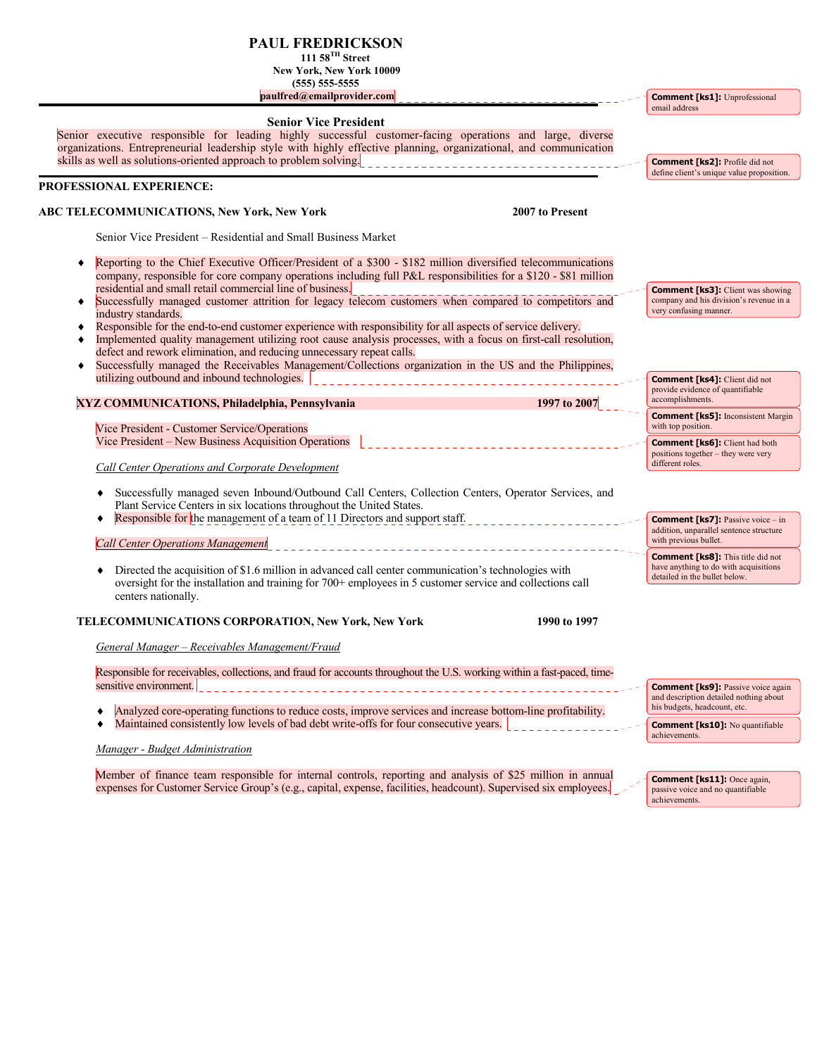# PAUL FREDRICKSON

**111 58TH Street**
**New York, New York 10009**
**(555) 555-5555**
**paulfred@emailprovider.com**

> **Comment [ks1]:** Unprofessional email address

## Senior Vice President

Senior executive responsible for leading highly successful customer-facing operations and large, diverse organizations. Entrepreneurial leadership style with highly effective planning, organizational, and communication skills as well as solutions-oriented approach to problem solving.

> **Comment [ks2]:** Profile did not define client's unique value proposition.

## PROFESSIONAL EXPERIENCE:

**ABC TELECOMMUNICATIONS, New York, New York** **2007 to Present**

Senior Vice President – Residential and Small Business Market

- Reporting to the Chief Executive Officer/President of a $300 - $182 million diversified telecommunications company, responsible for core company operations including full P&L responsibilities for a $120 - $81 million residential and small retail commercial line of business.
- Successfully managed customer attrition for legacy telecom customers when compared to competitors and industry standards.
- Responsible for the end-to-end customer experience with responsibility for all aspects of service delivery.
- Implemented quality management utilizing root cause analysis processes, with a focus on first-call resolution, defect and rework elimination, and reducing unnecessary repeat calls.
- Successfully managed the Receivables Management/Collections organization in the US and the Philippines, utilizing outbound and inbound technologies.

> **Comment [ks3]:** Client was showing company and his division's revenue in a very confusing manner.

> **Comment [ks4]:** Client did not provide evidence of quantifiable accomplishments.

**XYZ COMMUNICATIONS, Philadelphia, Pennsylvania** **1997 to 2007**

> **Comment [ks5]:** Inconsistent Margin with top position.

Vice President - Customer Service/Operations
Vice President – New Business Acquisition Operations

> **Comment [ks6]:** Client had both positions together – they were very different roles.

*Call Center Operations and Corporate Development*

- Successfully managed seven Inbound/Outbound Call Centers, Collection Centers, Operator Services, and Plant Service Centers in six locations throughout the United States.
- Responsible for the management of a team of 11 Directors and support staff.

> **Comment [ks7]:** Passive voice – in addition, unparallel sentence structure with previous bullet.

*Call Center Operations Management*

> **Comment [ks8]:** This title did not have anything to do with acquisitions detailed in the bullet below.

- Directed the acquisition of $1.6 million in advanced call center communication's technologies with oversight for the installation and training for 700+ employees in 5 customer service and collections call centers nationally.

**TELECOMMUNICATIONS CORPORATION, New York, New York** **1990 to 1997**

*General Manager – Receivables Management/Fraud*

Responsible for receivables, collections, and fraud for accounts throughout the U.S. working within a fast-paced, time-sensitive environment.

> **Comment [ks9]:** Passive voice again and description detailed nothing about his budgets, headcount, etc.

- Analyzed core-operating functions to reduce costs, improve services and increase bottom-line profitability.
- Maintained consistently low levels of bad debt write-offs for four consecutive years.

> **Comment [ks10]:** No quantifiable achievements.

*Manager - Budget Administration*

Member of finance team responsible for internal controls, reporting and analysis of $25 million in annual expenses for Customer Service Group's (e.g., capital, expense, facilities, headcount). Supervised six employees.

> **Comment [ks11]:** Once again, passive voice and no quantifiable achievements.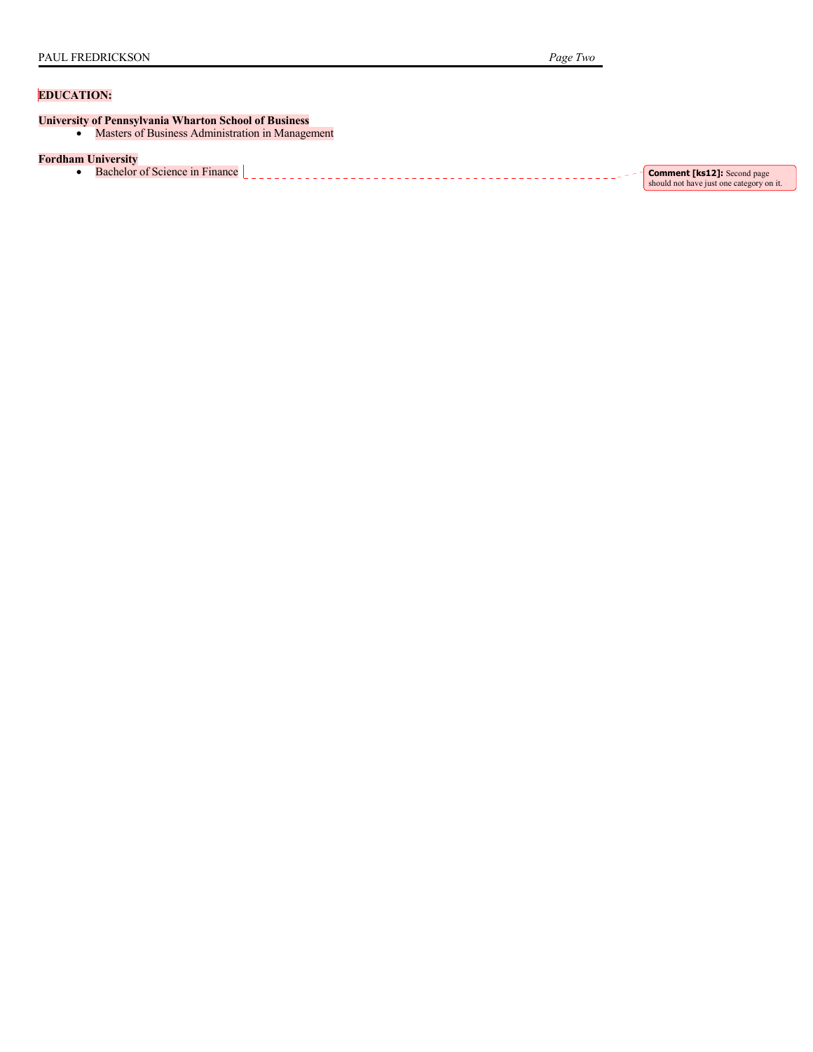**EDUCATION:**

**University of Pennsylvania Wharton School of Business**

- Masters of Business Administration in Management

**Fordham University**

- Bachelor of Science in Finance

**Comment [ks12]:** Second page should not have just one category on it.